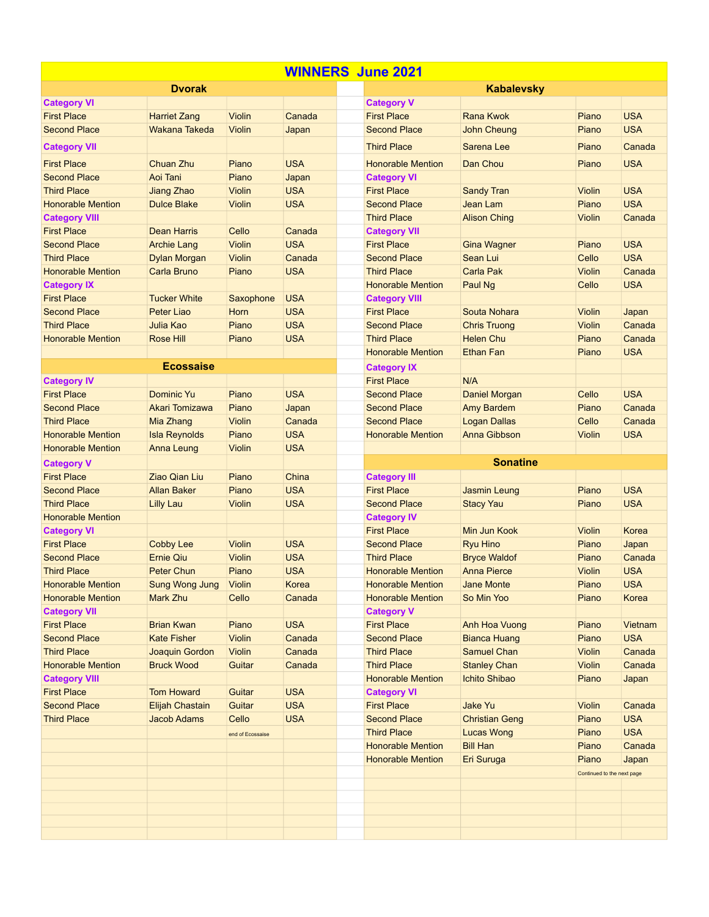# WINNERS June 2021

## Dvorak

| Place | Name | Instrument | Country |
|---|---|---|---|
| **Category VI** | | | |
| First Place | Harriet Zang | Violin | Canada |
| Second Place | Wakana Takeda | Violin | Japan |
| **Category VII** | | | |
| First Place | Chuan Zhu | Piano | USA |
| Second Place | Aoi Tani | Piano | Japan |
| Third Place | Jiang Zhao | Violin | USA |
| Honorable Mention | Dulce Blake | Violin | USA |
| **Category VIII** | | | |
| First Place | Dean Harris | Cello | Canada |
| Second Place | Archie Lang | Violin | USA |
| Third Place | Dylan Morgan | Violin | Canada |
| Honorable Mention | Carla Bruno | Piano | USA |
| **Category IX** | | | |
| First Place | Tucker White | Saxophone | USA |
| Second Place | Peter Liao | Horn | USA |
| Third Place | Julia Kao | Piano | USA |
| Honorable Mention | Rose Hill | Piano | USA |

## Ecossaise

| Place | Name | Instrument | Country |
|---|---|---|---|
| **Category IV** | | | |
| First Place | Dominic Yu | Piano | USA |
| Second Place | Akari Tomizawa | Piano | Japan |
| Third Place | Mia Zhang | Violin | Canada |
| Honorable Mention | Isla Reynolds | Piano | USA |
| Honorable Mention | Anna Leung | Violin | USA |
| **Category V** | | | |
| First Place | Ziao Qian Liu | Piano | China |
| Second Place | Allan Baker | Piano | USA |
| Third Place | Lilly Lau | Violin | USA |
| Honorable Mention | | | |
| **Category VI** | | | |
| First Place | Cobby Lee | Violin | USA |
| Second Place | Ernie Qiu | Violin | USA |
| Third Place | Peter Chun | Piano | USA |
| Honorable Mention | Sung Wong Jung | Violin | Korea |
| Honorable Mention | Mark Zhu | Cello | Canada |
| **Category VII** | | | |
| First Place | Brian Kwan | Piano | USA |
| Second Place | Kate Fisher | Violin | Canada |
| Third Place | Joaquin Gordon | Violin | Canada |
| Honorable Mention | Bruck Wood | Guitar | Canada |
| **Category VIII** | | | |
| First Place | Tom Howard | Guitar | USA |
| Second Place | Elijah Chastain | Guitar | USA |
| Third Place | Jacob Adams | Cello | USA |
| | | end of Ecossaise | |

## Kabalevsky

| Place | Name | Instrument | Country |
|---|---|---|---|
| **Category V** | | | |
| First Place | Rana Kwok | Piano | USA |
| Second Place | John Cheung | Piano | USA |
| Third Place | Sarena Lee | Piano | Canada |
| Honorable Mention | Dan Chou | Piano | USA |
| **Category VI** | | | |
| First Place | Sandy Tran | Violin | USA |
| Second Place | Jean Lam | Piano | USA |
| Third Place | Alison Ching | Violin | Canada |
| **Category VII** | | | |
| First Place | Gina Wagner | Piano | USA |
| Second Place | Sean Lui | Cello | USA |
| Third Place | Carla Pak | Violin | Canada |
| Honorable Mention | Paul Ng | Cello | USA |
| **Category VIII** | | | |
| First Place | Souta Nohara | Violin | Japan |
| Second Place | Chris Truong | Violin | Canada |
| Third Place | Helen Chu | Piano | Canada |
| Honorable Mention | Ethan Fan | Piano | USA |
| **Category IX** | | | |
| First Place | N/A | | |
| Second Place | Daniel Morgan | Cello | USA |
| Second Place | Amy Bardem | Piano | Canada |
| Second Place | Logan Dallas | Cello | Canada |
| Honorable Mention | Anna Gibbson | Violin | USA |

## Sonatine

| Place | Name | Instrument | Country |
|---|---|---|---|
| **Category III** | | | |
| First Place | Jasmin Leung | Piano | USA |
| Second Place | Stacy Yau | Piano | USA |
| **Category IV** | | | |
| First Place | Min Jun Kook | Violin | Korea |
| Second Place | Ryu Hino | Piano | Japan |
| Third Place | Bryce Waldof | Piano | Canada |
| Honorable Mention | Anna Pierce | Violin | USA |
| Honorable Mention | Jane Monte | Piano | USA |
| Honorable Mention | So Min Yoo | Piano | Korea |
| **Category V** | | | |
| First Place | Anh Hoa Vuong | Piano | Vietnam |
| Second Place | Bianca Huang | Piano | USA |
| Third Place | Samuel Chan | Violin | Canada |
| Third Place | Stanley Chan | Violin | Canada |
| Honorable Mention | Ichito Shibao | Piano | Japan |
| **Category VI** | | | |
| First Place | Jake Yu | Violin | Canada |
| Second Place | Christian Geng | Piano | USA |
| Third Place | Lucas Wong | Piano | USA |
| Honorable Mention | Bill Han | Piano | Canada |
| Honorable Mention | Eri Suruga | Piano | Japan |
| | | Continued to the next page | |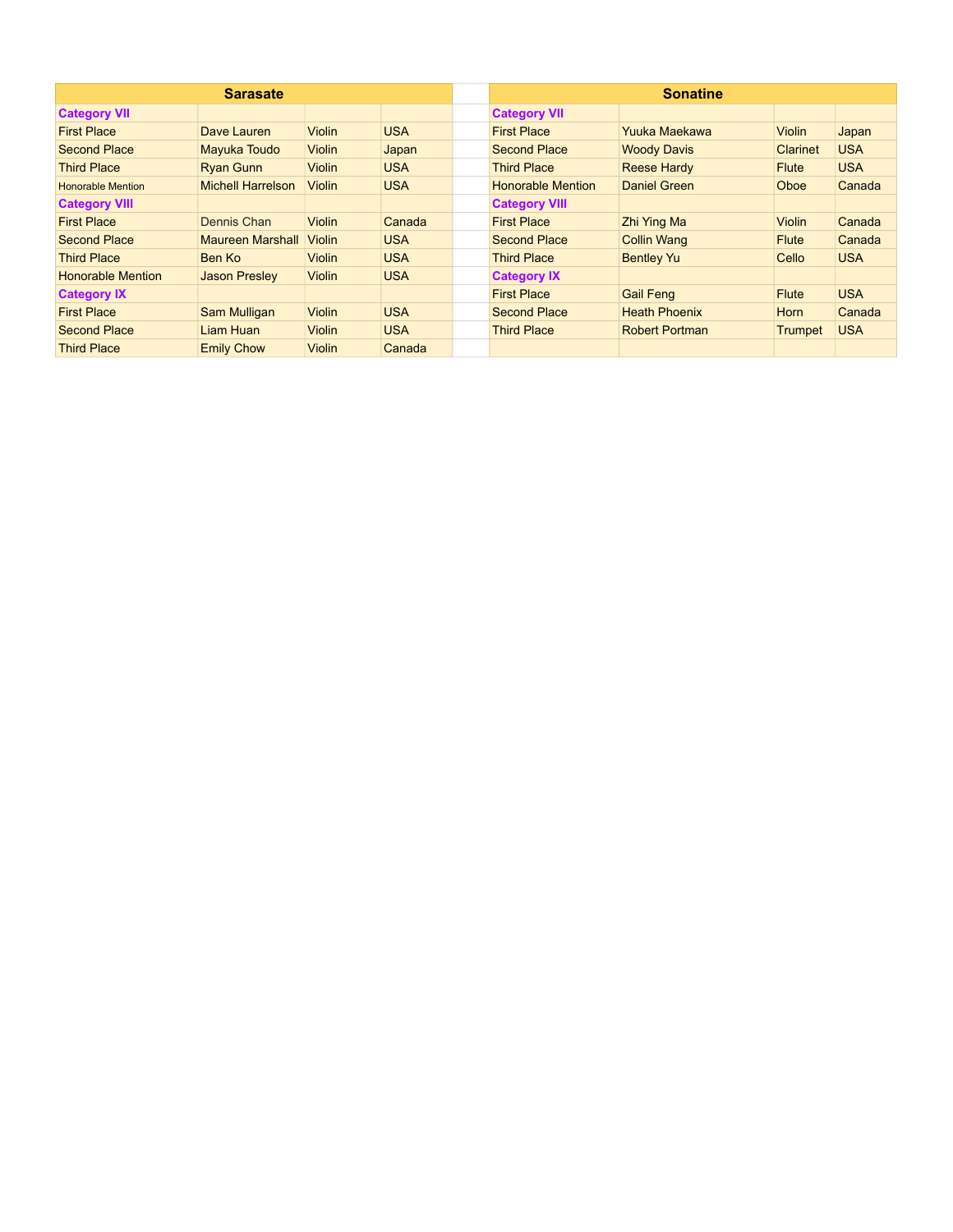| Sarasate | | | | | Sonatine | | | |
|---|---|---|---|---|---|---|---|---|
| **Category VII** | | | | | **Category VII** | | | |
| First Place | Dave Lauren | Violin | USA | | First Place | Yuuka Maekawa | Violin | Japan |
| Second Place | Mayuka Toudo | Violin | Japan | | Second Place | Woody Davis | Clarinet | USA |
| Third Place | Ryan Gunn | Violin | USA | | Third Place | Reese Hardy | Flute | USA |
| Honorable Mention | Michell Harrelson | Violin | USA | | Honorable Mention | Daniel Green | Oboe | Canada |
| **Category VIII** | | | | | **Category VIII** | | | |
| First Place | Dennis Chan | Violin | Canada | | First Place | Zhi Ying Ma | Violin | Canada |
| Second Place | Maureen Marshall | Violin | USA | | Second Place | Collin Wang | Flute | Canada |
| Third Place | Ben Ko | Violin | USA | | Third Place | Bentley Yu | Cello | USA |
| Honorable Mention | Jason Presley | Violin | USA | | **Category IX** | | | |
| **Category IX** | | | | | First Place | Gail Feng | Flute | USA |
| First Place | Sam Mulligan | Violin | USA | | Second Place | Heath Phoenix | Horn | Canada |
| Second Place | Liam Huan | Violin | USA | | Third Place | Robert Portman | Trumpet | USA |
| Third Place | Emily Chow | Violin | Canada | | | | | |